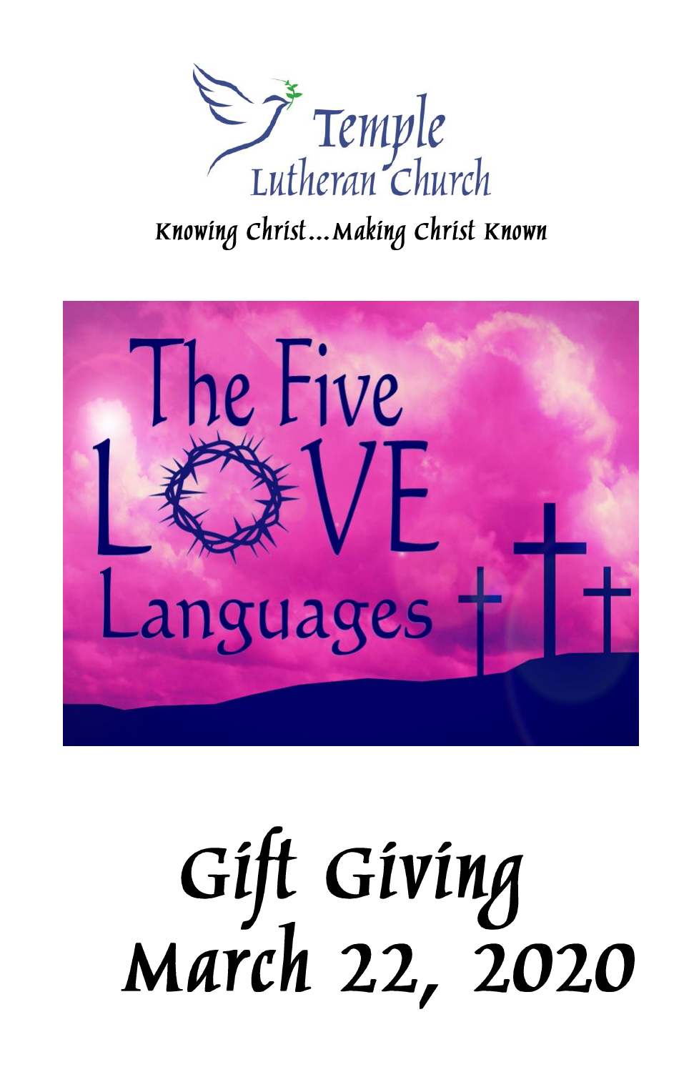Temple Lutheran Church

Knowing Christ…Making Christ Known

The Five LOVE Languages

# Gift Giving

# March 22, 2020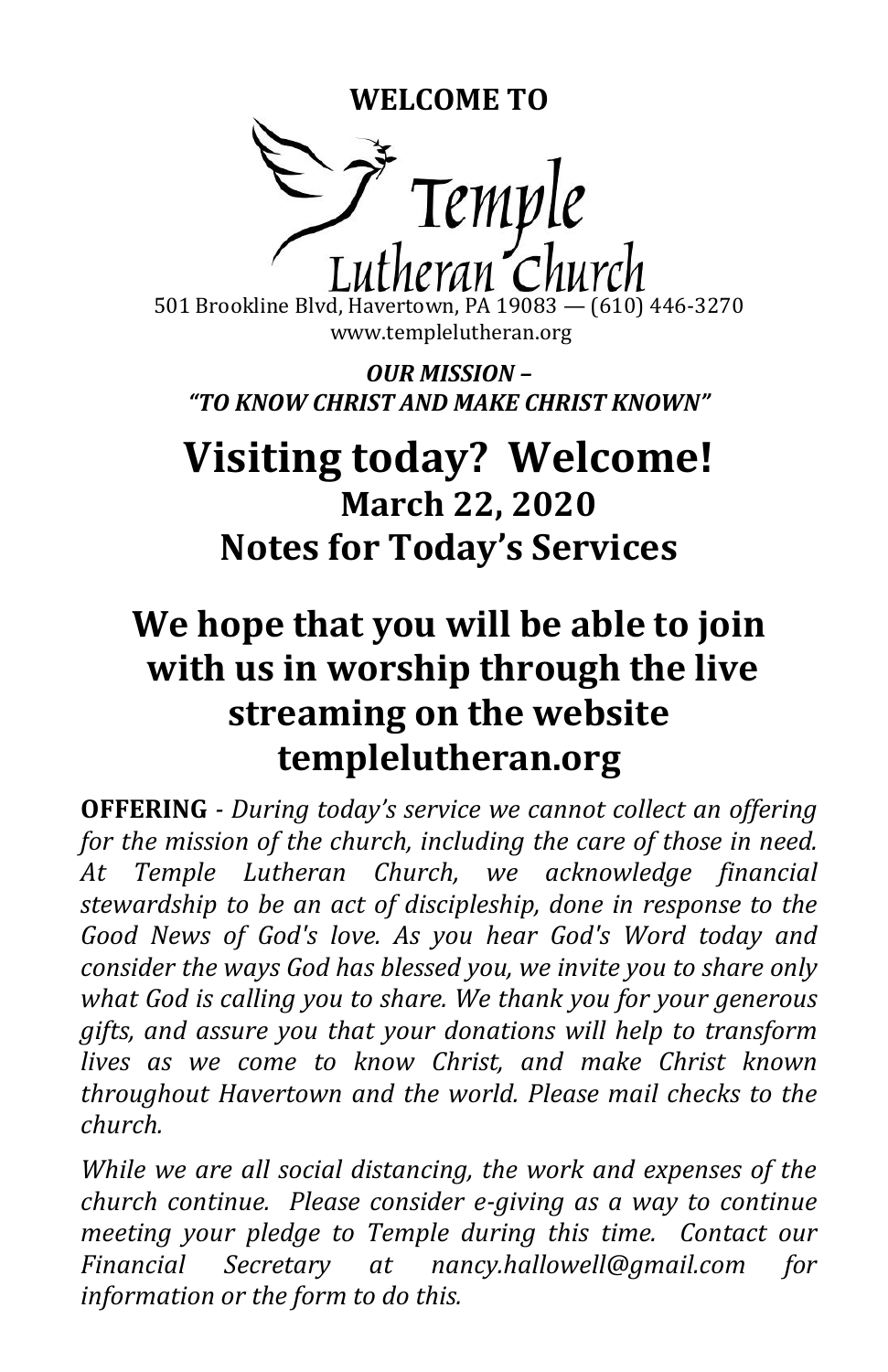**WELCOME TO**

# Temple Lutheran Church

501 Brookline Blvd, Havertown, PA 19083 — (610) 446-3270
www.templelutheran.org

***OUR MISSION – "TO KNOW CHRIST AND MAKE CHRIST KNOWN"***

# Visiting today? Welcome!

## March 22, 2020

## Notes for Today's Services

# We hope that you will be able to join with us in worship through the live streaming on the website templelutheran.org

**OFFERING** - *During today's service we cannot collect an offering for the mission of the church, including the care of those in need. At Temple Lutheran Church, we acknowledge financial stewardship to be an act of discipleship, done in response to the Good News of God's love. As you hear God's Word today and consider the ways God has blessed you, we invite you to share only what God is calling you to share. We thank you for your generous gifts, and assure you that your donations will help to transform lives as we come to know Christ, and make Christ known throughout Havertown and the world. Please mail checks to the church.*

*While we are all social distancing, the work and expenses of the church continue. Please consider e-giving as a way to continue meeting your pledge to Temple during this time. Contact our Financial Secretary at nancy.hallowell@gmail.com for information or the form to do this.*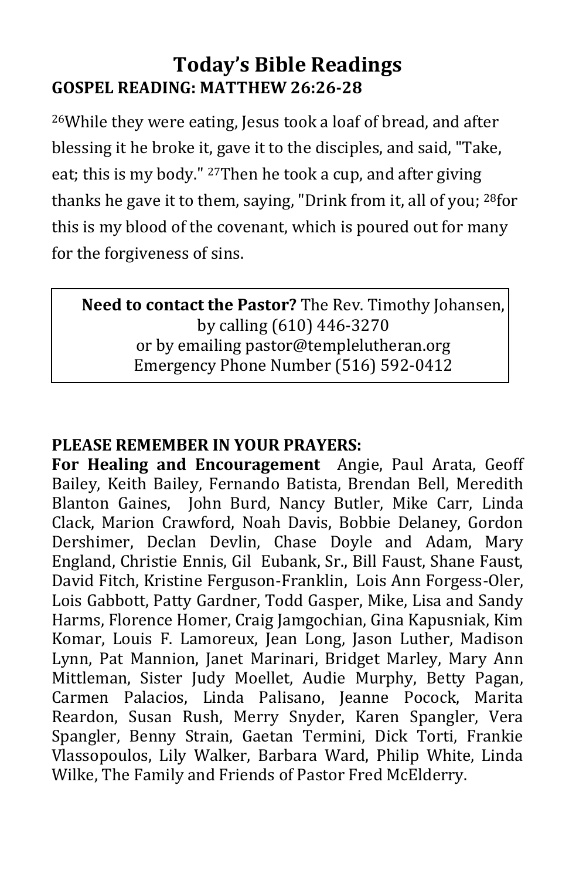# Today's Bible Readings

## GOSPEL READING: MATTHEW 26:26-28

[26]While they were eating, Jesus took a loaf of bread, and after blessing it he broke it, gave it to the disciples, and said, "Take, eat; this is my body." [27]Then he took a cup, and after giving thanks he gave it to them, saying, "Drink from it, all of you; [28]for this is my blood of the covenant, which is poured out for many for the forgiveness of sins.

**Need to contact the Pastor?** The Rev. Timothy Johansen, by calling (610) 446-3270
or by emailing pastor@templelutheran.org
Emergency Phone Number (516) 592-0412

**PLEASE REMEMBER IN YOUR PRAYERS:**

**For Healing and Encouragement** Angie, Paul Arata, Geoff Bailey, Keith Bailey, Fernando Batista, Brendan Bell, Meredith Blanton Gaines, John Burd, Nancy Butler, Mike Carr, Linda Clack, Marion Crawford, Noah Davis, Bobbie Delaney, Gordon Dershimer, Declan Devlin, Chase Doyle and Adam, Mary England, Christie Ennis, Gil Eubank, Sr., Bill Faust, Shane Faust, David Fitch, Kristine Ferguson-Franklin, Lois Ann Forgess-Oler, Lois Gabbott, Patty Gardner, Todd Gasper, Mike, Lisa and Sandy Harms, Florence Homer, Craig Jamgochian, Gina Kapusniak, Kim Komar, Louis F. Lamoreux, Jean Long, Jason Luther, Madison Lynn, Pat Mannion, Janet Marinari, Bridget Marley, Mary Ann Mittleman, Sister Judy Moellet, Audie Murphy, Betty Pagan, Carmen Palacios, Linda Palisano, Jeanne Pocock, Marita Reardon, Susan Rush, Merry Snyder, Karen Spangler, Vera Spangler, Benny Strain, Gaetan Termini, Dick Torti, Frankie Vlassopoulos, Lily Walker, Barbara Ward, Philip White, Linda Wilke, The Family and Friends of Pastor Fred McElderry.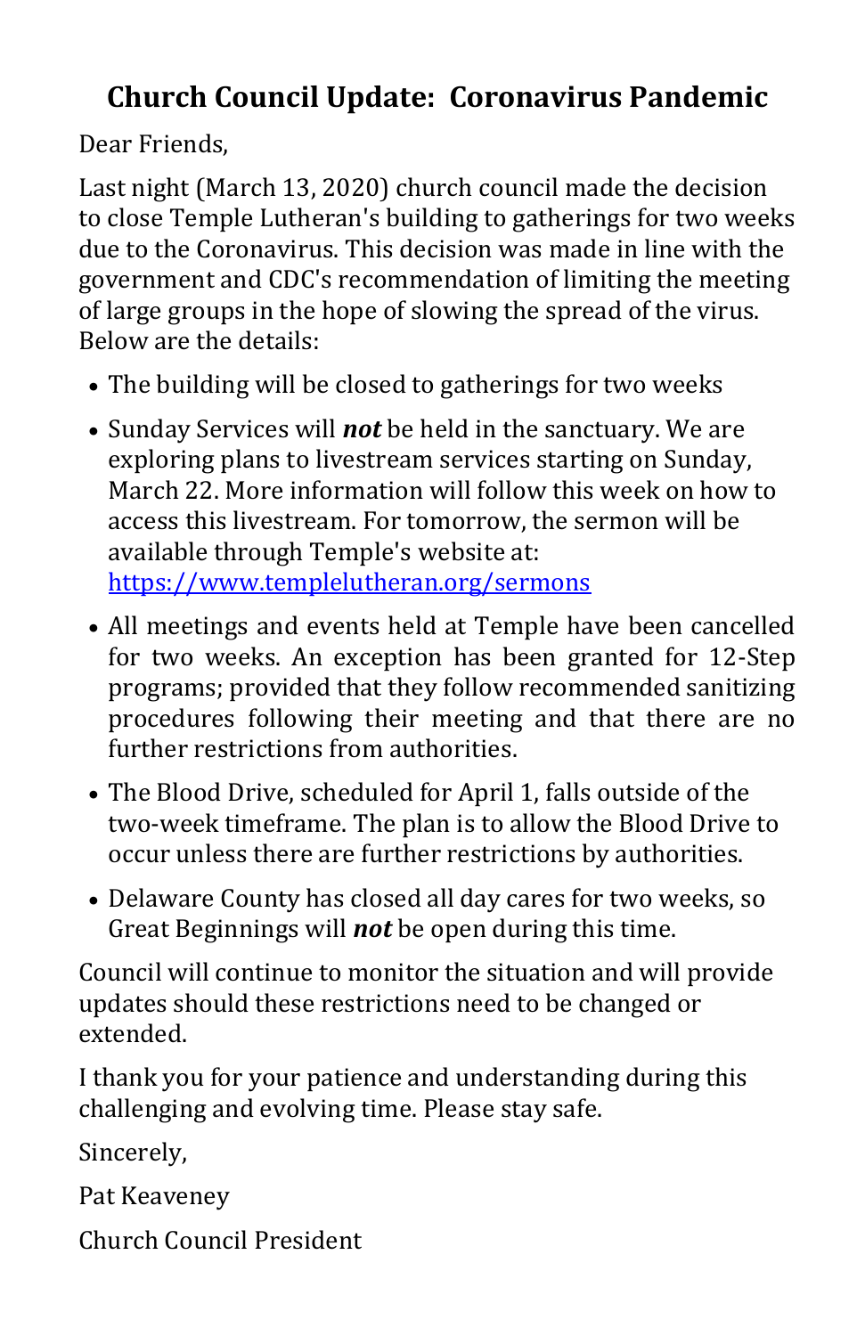# Church Council Update: Coronavirus Pandemic

Dear Friends,

Last night (March 13, 2020) church council made the decision to close Temple Lutheran's building to gatherings for two weeks due to the Coronavirus. This decision was made in line with the government and CDC's recommendation of limiting the meeting of large groups in the hope of slowing the spread of the virus. Below are the details:

- The building will be closed to gatherings for two weeks
- Sunday Services will ***not*** be held in the sanctuary. We are exploring plans to livestream services starting on Sunday, March 22. More information will follow this week on how to access this livestream. For tomorrow, the sermon will be available through Temple's website at: [https://www.templelutheran.org/sermons](https://www.templelutheran.org/sermons)
- All meetings and events held at Temple have been cancelled for two weeks. An exception has been granted for 12-Step programs; provided that they follow recommended sanitizing procedures following their meeting and that there are no further restrictions from authorities.
- The Blood Drive, scheduled for April 1, falls outside of the two-week timeframe. The plan is to allow the Blood Drive to occur unless there are further restrictions by authorities.
- Delaware County has closed all day cares for two weeks, so Great Beginnings will ***not*** be open during this time.

Council will continue to monitor the situation and will provide updates should these restrictions need to be changed or extended.

I thank you for your patience and understanding during this challenging and evolving time. Please stay safe.

Sincerely,

Pat Keaveney

Church Council President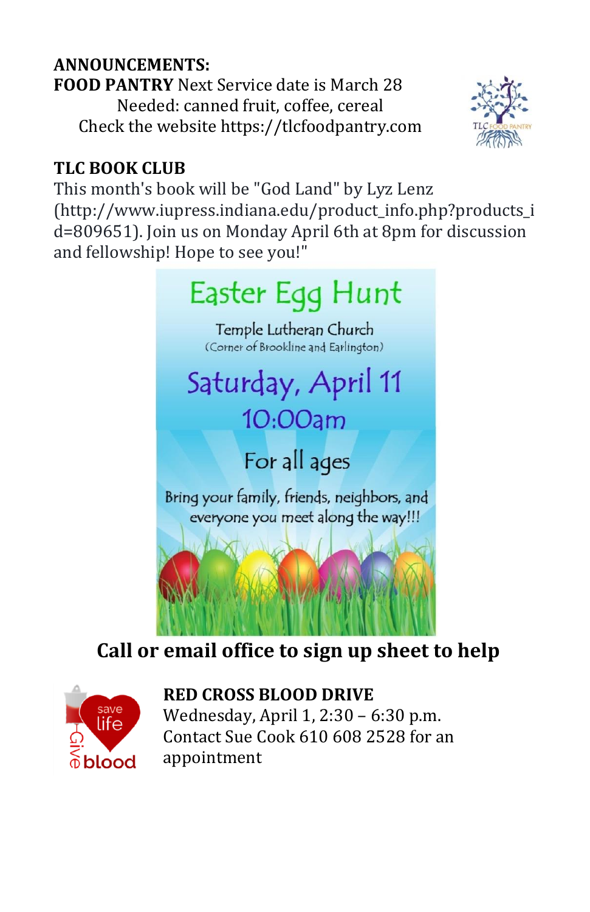**ANNOUNCEMENTS:**

**FOOD PANTRY** Next Service date is March 28

Needed: canned fruit, coffee, cereal

Check the website https://tlcfoodpantry.com

**TLC BOOK CLUB**

This month's book will be "God Land" by Lyz Lenz (http://www.iupress.indiana.edu/product_info.php?products_id=809651). Join us on Monday April 6th at 8pm for discussion and fellowship! Hope to see you!"

Easter Egg Hunt

Temple Lutheran Church

(Corner of Brookline and Earlington)

Saturday, April 11

10:00am

For all ages

Bring your family, friends, neighbors, and everyone you meet along the way!!!

**Call or email office to sign up sheet to help**

**RED CROSS BLOOD DRIVE**

Wednesday, April 1, 2:30 – 6:30 p.m.

Contact Sue Cook 610 608 2528 for an appointment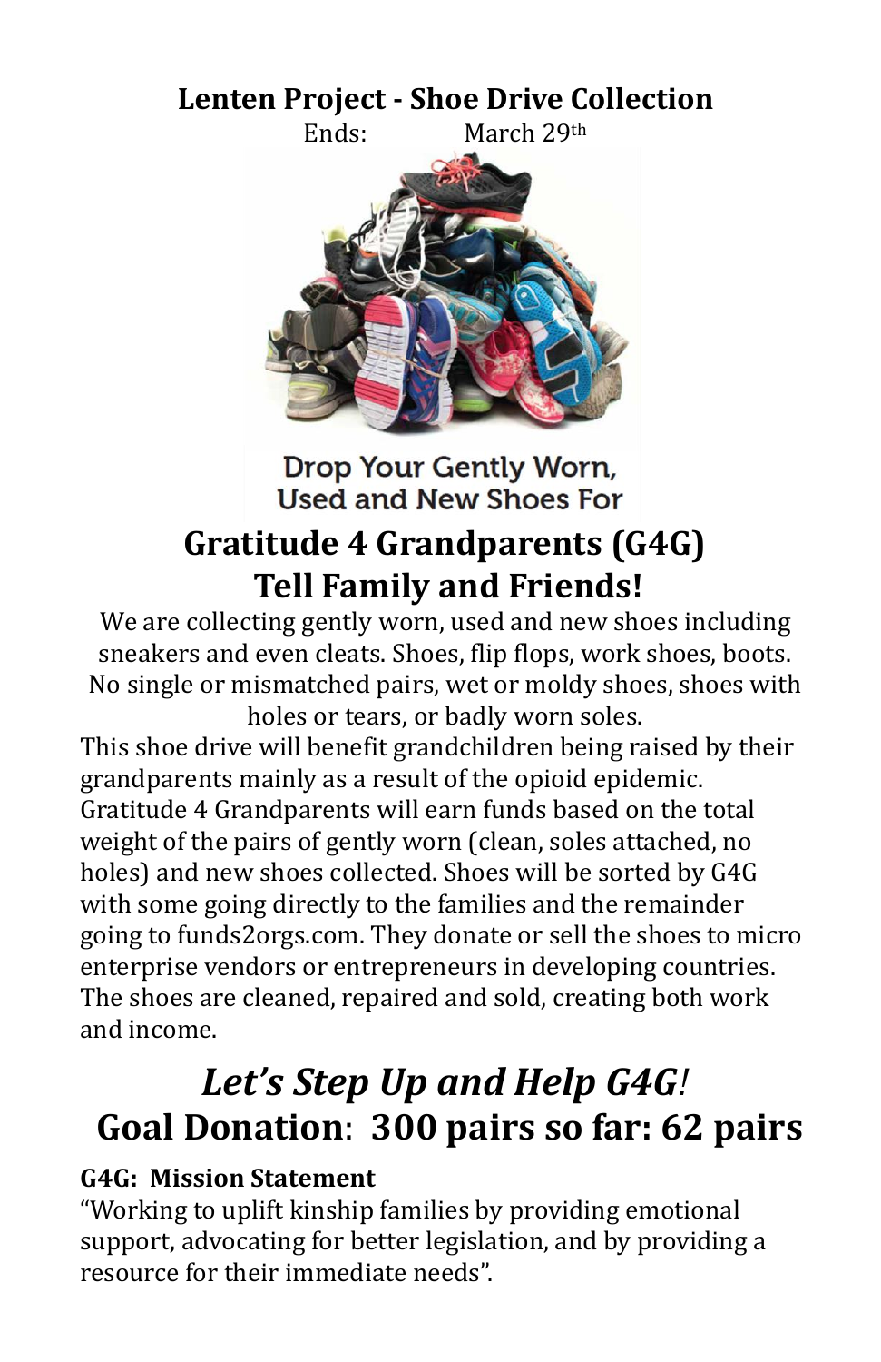# Lenten Project - Shoe Drive Collection

Ends: March 29th

Drop Your Gently Worn, Used and New Shoes For

## Gratitude 4 Grandparents (G4G)
## Tell Family and Friends!

We are collecting gently worn, used and new shoes including sneakers and even cleats. Shoes, flip flops, work shoes, boots. No single or mismatched pairs, wet or moldy shoes, shoes with holes or tears, or badly worn soles.

This shoe drive will benefit grandchildren being raised by their grandparents mainly as a result of the opioid epidemic. Gratitude 4 Grandparents will earn funds based on the total weight of the pairs of gently worn (clean, soles attached, no holes) and new shoes collected. Shoes will be sorted by G4G with some going directly to the families and the remainder going to funds2orgs.com. They donate or sell the shoes to micro enterprise vendors or entrepreneurs in developing countries. The shoes are cleaned, repaired and sold, creating both work and income.

## *Let's Step Up and Help G4G!*
## Goal Donation: 300 pairs so far: 62 pairs

**G4G: Mission Statement**

"Working to uplift kinship families by providing emotional support, advocating for better legislation, and by providing a resource for their immediate needs".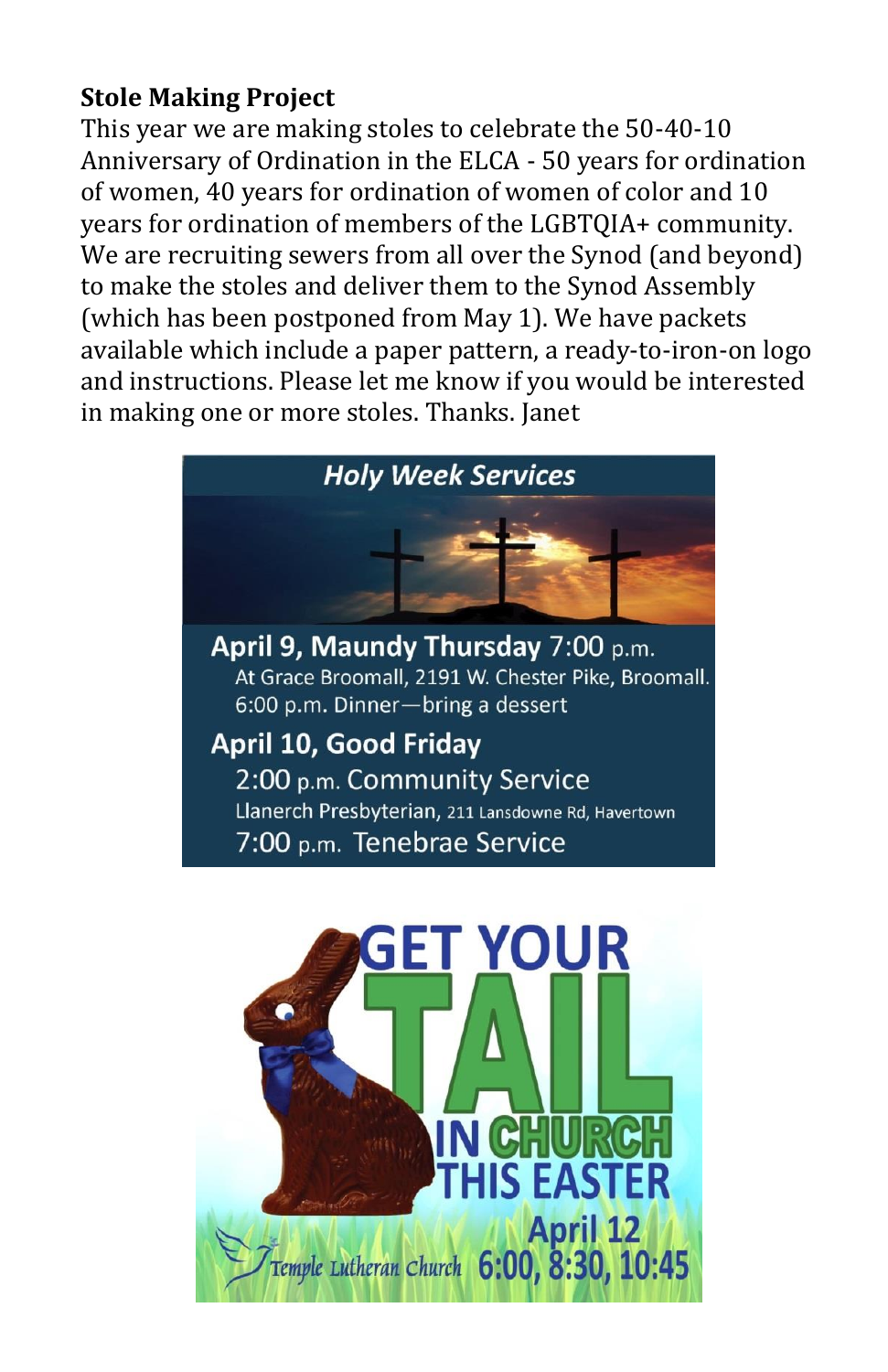**Stole Making Project**

This year we are making stoles to celebrate the 50-40-10 Anniversary of Ordination in the ELCA - 50 years for ordination of women, 40 years for ordination of women of color and 10 years for ordination of members of the LGBTQIA+ community. We are recruiting sewers from all over the Synod (and beyond) to make the stoles and deliver them to the Synod Assembly (which has been postponed from May 1). We have packets available which include a paper pattern, a ready-to-iron-on logo and instructions. Please let me know if you would be interested in making one or more stoles. Thanks. Janet

***Holy Week Services***

**April 9, Maundy Thursday** 7:00 p.m.
At Grace Broomall, 2191 W. Chester Pike, Broomall.
6:00 p.m. Dinner—bring a dessert

**April 10, Good Friday**
2:00 p.m. Community Service
Llanerch Presbyterian, 211 Lansdowne Rd, Havertown
7:00 p.m. Tenebrae Service

**GET YOUR TAIL IN CHURCH THIS EASTER**

April 12
6:00, 8:30, 10:45

Temple Lutheran Church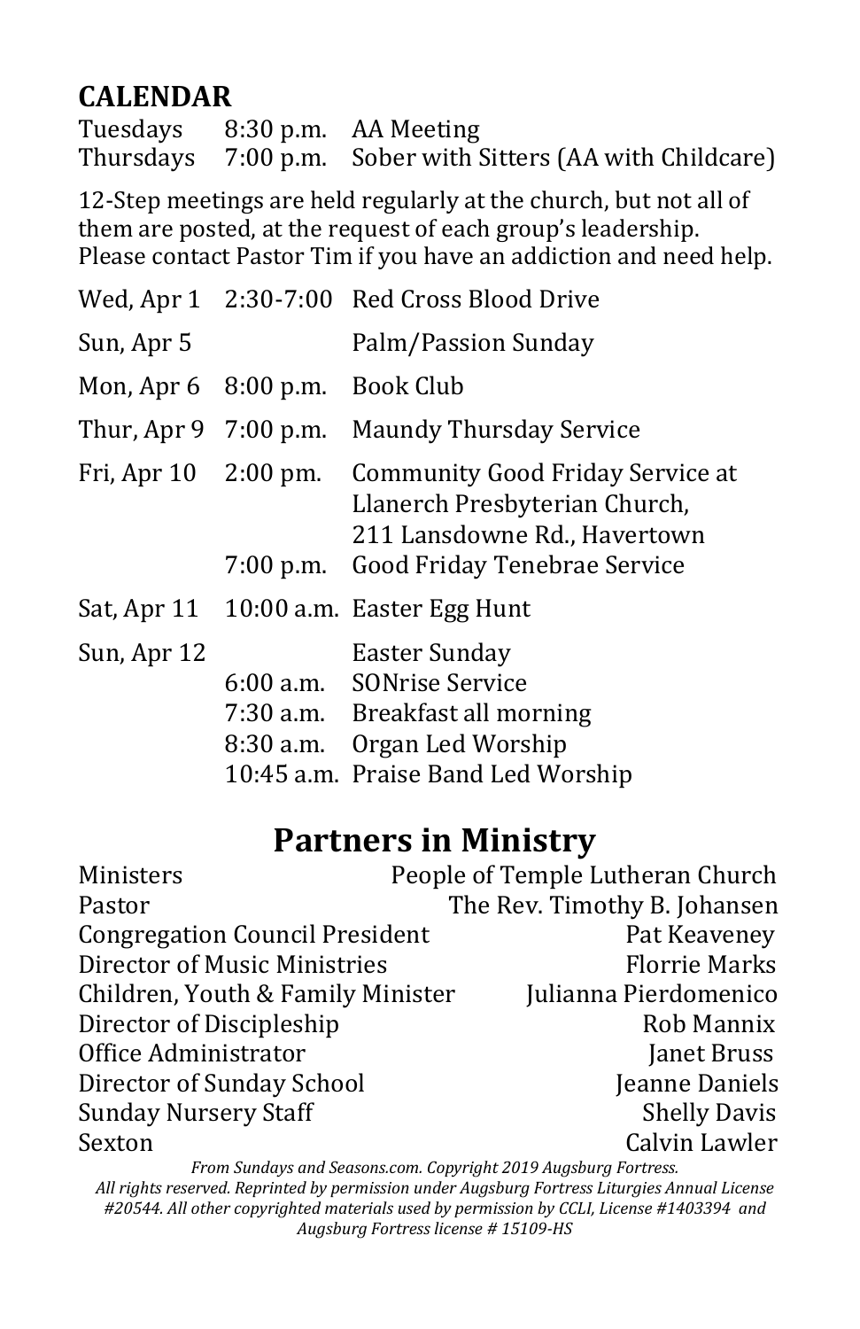## CALENDAR

| | | |
|---|---|---|
| Tuesdays | 8:30 p.m. | AA Meeting |
| Thursdays | 7:00 p.m. | Sober with Sitters (AA with Childcare) |

12-Step meetings are held regularly at the church, but not all of them are posted, at the request of each group's leadership. Please contact Pastor Tim if you have an addiction and need help.

| | | |
|---|---|---|
| Wed, Apr 1 | 2:30-7:00 | Red Cross Blood Drive |
| Sun, Apr 5 | | Palm/Passion Sunday |
| Mon, Apr 6 | 8:00 p.m. | Book Club |
| Thur, Apr 9 | 7:00 p.m. | Maundy Thursday Service |
| Fri, Apr 10 | 2:00 pm. | Community Good Friday Service at Llanerch Presbyterian Church, 211 Lansdowne Rd., Havertown |
| | 7:00 p.m. | Good Friday Tenebrae Service |
| Sat, Apr 11 | 10:00 a.m. | Easter Egg Hunt |
| Sun, Apr 12 | | Easter Sunday |
| | 6:00 a.m. | SONrise Service |
| | 7:30 a.m. | Breakfast all morning |
| | 8:30 a.m. | Organ Led Worship |
| | 10:45 a.m. | Praise Band Led Worship |

## Partners in Ministry

| | |
|---|---|
| Ministers | People of Temple Lutheran Church |
| Pastor | The Rev. Timothy B. Johansen |
| Congregation Council President | Pat Keaveney |
| Director of Music Ministries | Florrie Marks |
| Children, Youth & Family Minister | Julianna Pierdomenico |
| Director of Discipleship | Rob Mannix |
| Office Administrator | Janet Bruss |
| Director of Sunday School | Jeanne Daniels |
| Sunday Nursery Staff | Shelly Davis |
| Sexton | Calvin Lawler |

*From Sundays and Seasons.com. Copyright 2019 Augsburg Fortress. All rights reserved. Reprinted by permission under Augsburg Fortress Liturgies Annual License #20544. All other copyrighted materials used by permission by CCLI, License #1403394 and Augsburg Fortress license # 15109-HS*